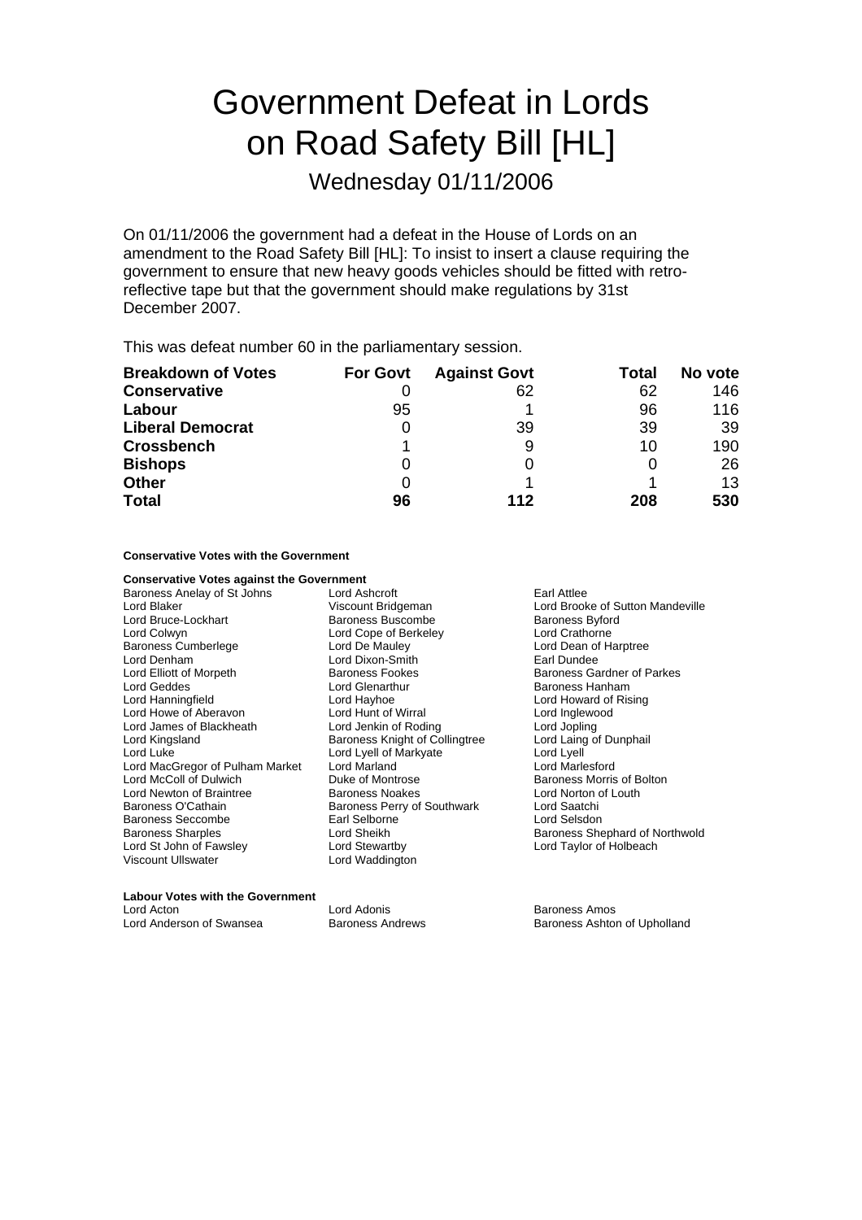# Government Defeat in Lords on Road Safety Bill [HL]

## Wednesday 01/11/2006

On 01/11/2006 the government had a defeat in the House of Lords on an amendment to the Road Safety Bill [HL]: To insist to insert a clause requiring the government to ensure that new heavy goods vehicles should be fitted with retro-reflective tape but that the government should make regulations by 31st December 2007.

This was defeat number 60 in the parliamentary session.

| Breakdown of Votes | For Govt | Against Govt | Total | No vote |
|---|---|---|---|---|
| **Conservative** | 0 | 62 | 62 | 146 |
| **Labour** | 95 | 1 | 96 | 116 |
| **Liberal Democrat** | 0 | 39 | 39 | 39 |
| **Crossbench** | 1 | 9 | 10 | 190 |
| **Bishops** | 0 | 0 | 0 | 26 |
| **Other** | 0 | 1 | 1 | 13 |
| **Total** | **96** | **112** | **208** | **530** |

**Conservative Votes with the Government**

**Conservative Votes against the Government**

Baroness Anelay of St Johns
Lord Ashcroft
Earl Attlee
Lord Blaker
Viscount Bridgeman
Lord Brooke of Sutton Mandeville
Lord Bruce-Lockhart
Baroness Buscombe
Baroness Byford
Lord Colwyn
Lord Cope of Berkeley
Lord Crathorne
Baroness Cumberlege
Lord De Mauley
Lord Dean of Harptree
Lord Denham
Lord Dixon-Smith
Earl Dundee
Lord Elliott of Morpeth
Baroness Fookes
Baroness Gardner of Parkes
Lord Geddes
Lord Glenarthur
Baroness Hanham
Lord Hanningfield
Lord Hayhoe
Lord Howard of Rising
Lord Howe of Aberavon
Lord Hunt of Wirral
Lord Inglewood
Lord James of Blackheath
Lord Jenkin of Roding
Lord Jopling
Lord Kingsland
Baroness Knight of Collingtree
Lord Laing of Dunphail
Lord Luke
Lord Lyell of Markyate
Lord Lyell
Lord MacGregor of Pulham Market
Lord Marland
Lord Marlesford
Lord McColl of Dulwich
Duke of Montrose
Baroness Morris of Bolton
Lord Newton of Braintree
Baroness Noakes
Lord Norton of Louth
Baroness O'Cathain
Baroness Perry of Southwark
Lord Saatchi
Baroness Seccombe
Earl Selborne
Lord Selsdon
Baroness Sharples
Lord Sheikh
Baroness Shephard of Northwold
Lord St John of Fawsley
Lord Stewartby
Lord Taylor of Holbeach
Viscount Ullswater
Lord Waddington

**Labour Votes with the Government**

Lord Acton
Lord Adonis
Baroness Amos
Lord Anderson of Swansea
Baroness Andrews
Baroness Ashton of Upholland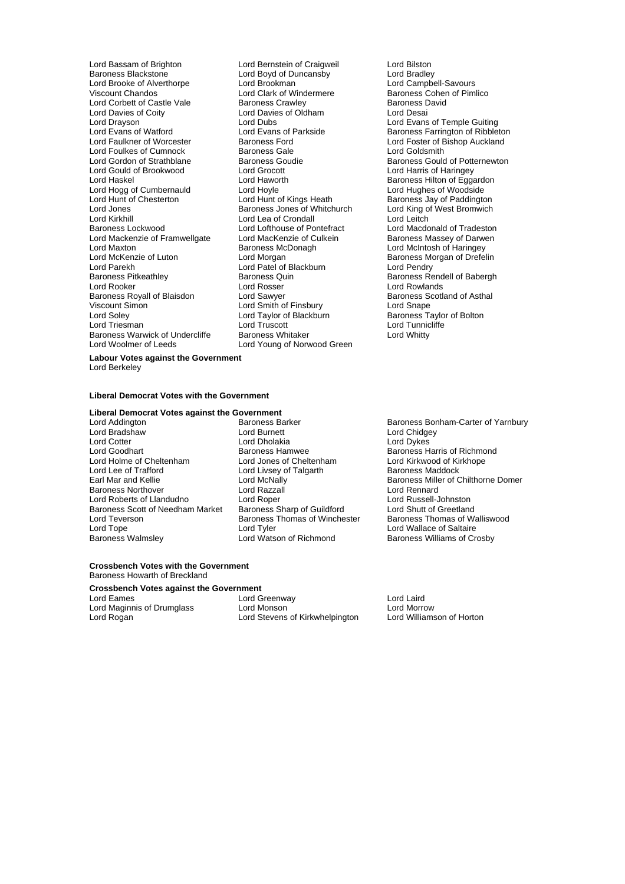Lord Bassam of Brighton
Lord Bernstein of Craigweil
Lord Bilston
Baroness Blackstone
Lord Boyd of Duncansby
Lord Bradley
Lord Brooke of Alverthorpe
Lord Brookman
Lord Campbell-Savours
Viscount Chandos
Lord Clark of Windermere
Baroness Cohen of Pimlico
Lord Corbett of Castle Vale
Baroness Crawley
Baroness David
Lord Davies of Coity
Lord Davies of Oldham
Lord Desai
Lord Drayson
Lord Dubs
Lord Evans of Temple Guiting
Lord Evans of Watford
Lord Evans of Parkside
Baroness Farrington of Ribbleton
Lord Faulkner of Worcester
Baroness Ford
Lord Foster of Bishop Auckland
Lord Foulkes of Cumnock
Baroness Gale
Lord Goldsmith
Lord Gordon of Strathblane
Baroness Goudie
Baroness Gould of Potternewton
Lord Gould of Brookwood
Lord Grocott
Lord Harris of Haringey
Lord Haskel
Lord Haworth
Baroness Hilton of Eggardon
Lord Hogg of Cumbernauld
Lord Hoyle
Lord Hughes of Woodside
Lord Hunt of Chesterton
Lord Hunt of Kings Heath
Baroness Jay of Paddington
Lord Jones
Baroness Jones of Whitchurch
Lord King of West Bromwich
Lord Kirkhill
Lord Lea of Crondall
Lord Leitch
Baroness Lockwood
Lord Lofthouse of Pontefract
Lord Macdonald of Tradeston
Lord Mackenzie of Framwellgate
Lord MacKenzie of Culkein
Baroness Massey of Darwen
Lord Maxton
Baroness McDonagh
Lord McIntosh of Haringey
Lord McKenzie of Luton
Lord Morgan
Baroness Morgan of Drefelin
Lord Parekh
Lord Patel of Blackburn
Lord Pendry
Baroness Pitkeathley
Baroness Quin
Baroness Rendell of Babergh
Lord Rooker
Lord Rosser
Lord Rowlands
Baroness Royall of Blaisdon
Lord Sawyer
Baroness Scotland of Asthal
Viscount Simon
Lord Smith of Finsbury
Lord Snape
Lord Soley
Lord Taylor of Blackburn
Baroness Taylor of Bolton
Lord Triesman
Lord Truscott
Lord Tunnicliffe
Baroness Warwick of Undercliffe
Baroness Whitaker
Lord Whitty
Lord Woolmer of Leeds
Lord Young of Norwood Green

**Labour Votes against the Government**
Lord Berkeley

**Liberal Democrat Votes with the Government**

**Liberal Democrat Votes against the Government**
Lord Addington
Baroness Barker
Baroness Bonham-Carter of Yarnbury
Lord Bradshaw
Lord Burnett
Lord Chidgey
Lord Cotter
Lord Dholakia
Lord Dykes
Lord Goodhart
Baroness Hamwee
Baroness Harris of Richmond
Lord Holme of Cheltenham
Lord Jones of Cheltenham
Lord Kirkwood of Kirkhope
Lord Lee of Trafford
Lord Livsey of Talgarth
Baroness Maddock
Earl Mar and Kellie
Lord McNally
Baroness Miller of Chilthorne Domer
Baroness Northover
Lord Razzall
Lord Rennard
Lord Roberts of Llandudno
Lord Roper
Lord Russell-Johnston
Baroness Scott of Needham Market
Baroness Sharp of Guildford
Lord Shutt of Greetland
Lord Teverson
Baroness Thomas of Winchester
Baroness Thomas of Walliswood
Lord Tope
Lord Tyler
Lord Wallace of Saltaire
Baroness Walmsley
Lord Watson of Richmond
Baroness Williams of Crosby

**Crossbench Votes with the Government**
Baroness Howarth of Breckland

**Crossbench Votes against the Government**
Lord Eames
Lord Greenway
Lord Laird
Lord Maginnis of Drumglass
Lord Monson
Lord Morrow
Lord Rogan
Lord Stevens of Kirkwhelpington
Lord Williamson of Horton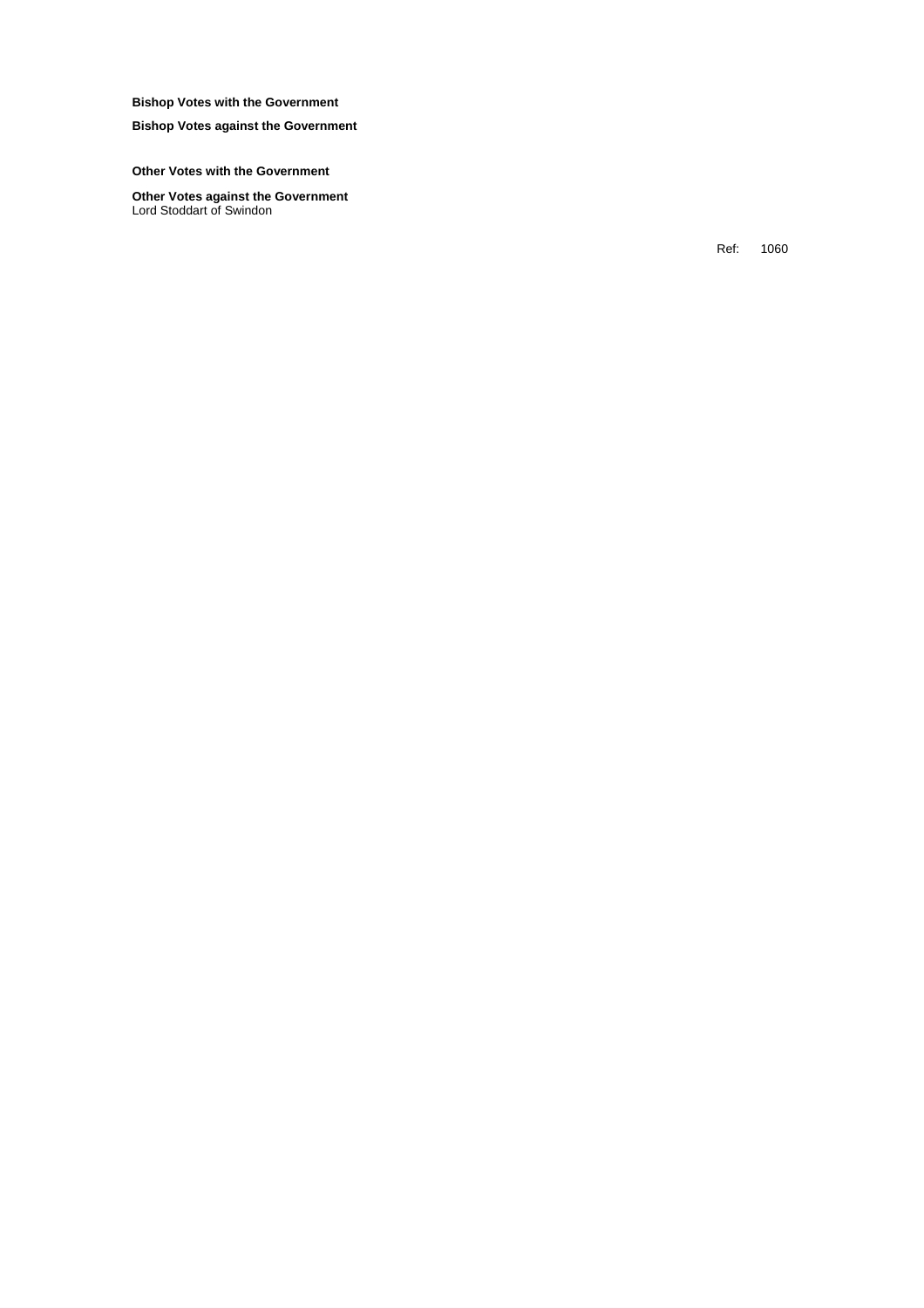**Bishop Votes with the Government**

**Bishop Votes against the Government**

**Other Votes with the Government**

**Other Votes against the Government**
Lord Stoddart of Swindon

Ref: 1060